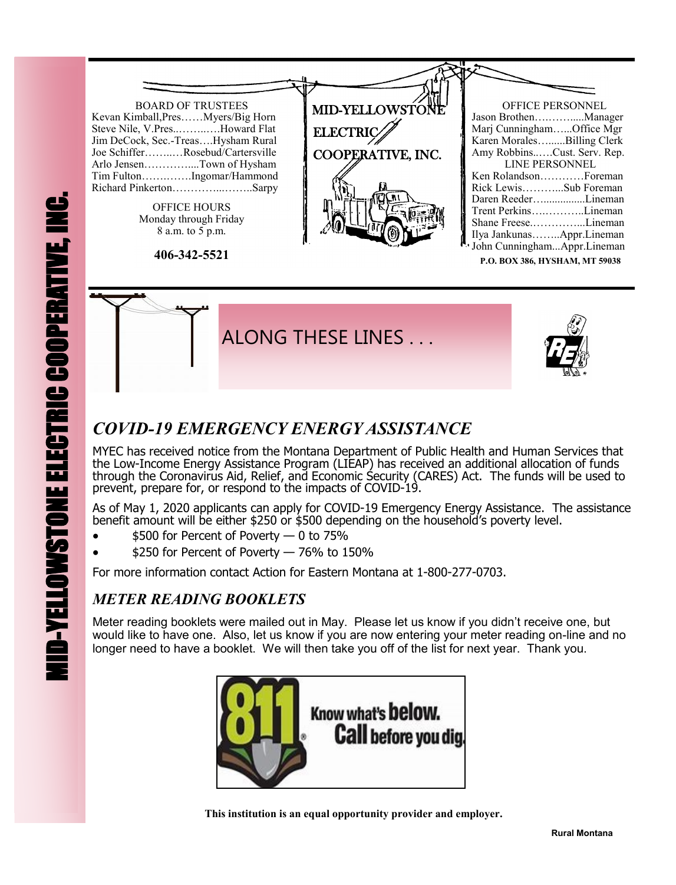# MID-YELLOWSTONE ELECTRIC COOPERATIVE, INC.

**BOARD OF TRUSTEES**

Kevan Kimball, Pres……Myers/Big Horn
Steve Nile, V.Pres..……..….Howard Flat
Jim DeCock, Sec.-Treas….Hysham Rural
Joe Schiffer……..…Rosebud/Cartersville
Arlo Jensen…………....Town of Hysham
Tim Fulton………….....Ingomar/Hammond
Richard Pinkerton…………...……..Sarpy

**OFFICE HOURS**
Monday through Friday
8 a.m. to 5 p.m.

**406-342-5521**

**OFFICE PERSONNEL**

Jason Brothen………......Manager
Marj Cunningham…...Office Mgr
Karen Morales….......Billing Clerk
Amy Robbins..….Cust. Serv. Rep.

**LINE PERSONNEL**

Ken Rolandson…………Foreman
Rick Lewis………...Sub Foreman
Daren Reeder…..............Lineman
Trent Perkins…..………..Lineman
Shane Freese..…………...Lineman
Ilya Jankunas……..Appr.Lineman
John Cunningham...Appr.Lineman

**P.O. BOX 386, HYSHAM, MT 59038**

## ALONG THESE LINES . . .

### *COVID-19 EMERGENCY ENERGY ASSISTANCE*

MYEC has received notice from the Montana Department of Public Health and Human Services that the Low-Income Energy Assistance Program (LIEAP) has received an additional allocation of funds through the Coronavirus Aid, Relief, and Economic Security (CARES) Act. The funds will be used to prevent, prepare for, or respond to the impacts of COVID-19.

As of May 1, 2020 applicants can apply for COVID-19 Emergency Energy Assistance. The assistance benefit amount will be either $250 or $500 depending on the household's poverty level.

- $500 for Percent of Poverty — 0 to 75%
- $250 for Percent of Poverty — 76% to 150%

For more information contact Action for Eastern Montana at 1-800-277-0703.

### *METER READING BOOKLETS*

Meter reading booklets were mailed out in May. Please let us know if you didn't receive one, but would like to have one. Also, let us know if you are now entering your meter reading on-line and no longer need to have a booklet. We will then take you off of the list for next year. Thank you.

811 Know what's **below.** **Call** before you dig.

**This institution is an equal opportunity provider and employer.**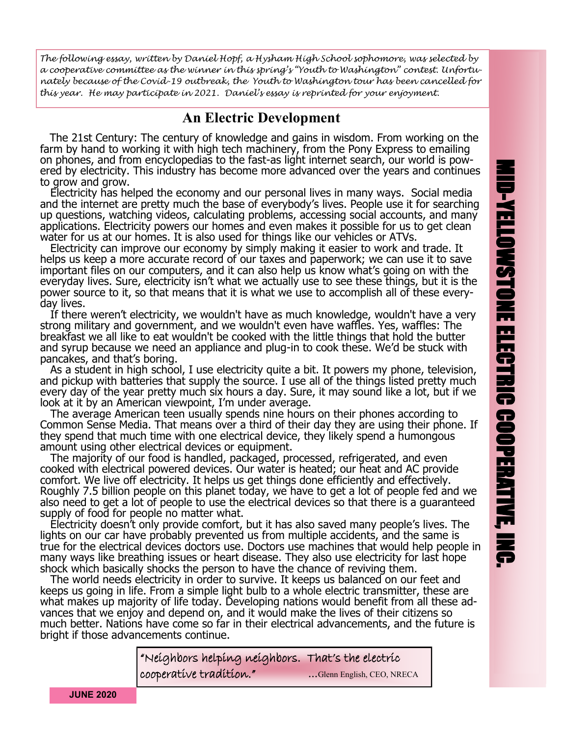*The following essay, written by Daniel Hopf, a Hysham High School sophomore, was selected by a cooperative committee as the winner in this spring's "Youth to Washington" contest. Unfortunately because of the Covid-19 outbreak, the Youth to Washington tour has been cancelled for this year. He may participate in 2021. Daniel's essay is reprinted for your enjoyment.*

## An Electric Development

The 21st Century: The century of knowledge and gains in wisdom. From working on the farm by hand to working it with high tech machinery, from the Pony Express to emailing on phones, and from encyclopedias to the fast-as light internet search, our world is powered by electricity. This industry has become more advanced over the years and continues to grow and grow.

Electricity has helped the economy and our personal lives in many ways. Social media and the internet are pretty much the base of everybody's lives. People use it for searching up questions, watching videos, calculating problems, accessing social accounts, and many applications. Electricity powers our homes and even makes it possible for us to get clean water for us at our homes. It is also used for things like our vehicles or ATVs.

Electricity can improve our economy by simply making it easier to work and trade. It helps us keep a more accurate record of our taxes and paperwork; we can use it to save important files on our computers, and it can also help us know what's going on with the everyday lives. Sure, electricity isn't what we actually use to see these things, but it is the power source to it, so that means that it is what we use to accomplish all of these everyday lives.

If there weren't electricity, we wouldn't have as much knowledge, wouldn't have a very strong military and government, and we wouldn't even have waffles. Yes, waffles: The breakfast we all like to eat wouldn't be cooked with the little things that hold the butter and syrup because we need an appliance and plug-in to cook these. We'd be stuck with pancakes, and that's boring.

As a student in high school, I use electricity quite a bit. It powers my phone, television, and pickup with batteries that supply the source. I use all of the things listed pretty much every day of the year pretty much six hours a day. Sure, it may sound like a lot, but if we look at it by an American viewpoint, I'm under average.

The average American teen usually spends nine hours on their phones according to Common Sense Media. That means over a third of their day they are using their phone. If they spend that much time with one electrical device, they likely spend a humongous amount using other electrical devices or equipment.

The majority of our food is handled, packaged, processed, refrigerated, and even cooked with electrical powered devices. Our water is heated; our heat and AC provide comfort. We live off electricity. It helps us get things done efficiently and effectively. Roughly 7.5 billion people on this planet today, we have to get a lot of people fed and we also need to get a lot of people to use the electrical devices so that there is a guaranteed supply of food for people no matter what.

Electricity doesn't only provide comfort, but it has also saved many people's lives. The lights on our car have probably prevented us from multiple accidents, and the same is true for the electrical devices doctors use. Doctors use machines that would help people in many ways like breathing issues or heart disease. They also use electricity for last hope shock which basically shocks the person to have the chance of reviving them.

The world needs electricity in order to survive. It keeps us balanced on our feet and keeps us going in life. From a simple light bulb to a whole electric transmitter, these are what makes up majority of life today. Developing nations would benefit from all these advances that we enjoy and depend on, and it would make the lives of their citizens so much better. Nations have come so far in their electrical advancements, and the future is bright if those advancements continue.

"Neighbors helping neighbors. That's the electric cooperative tradition." ...Glenn English, CEO, NRECA